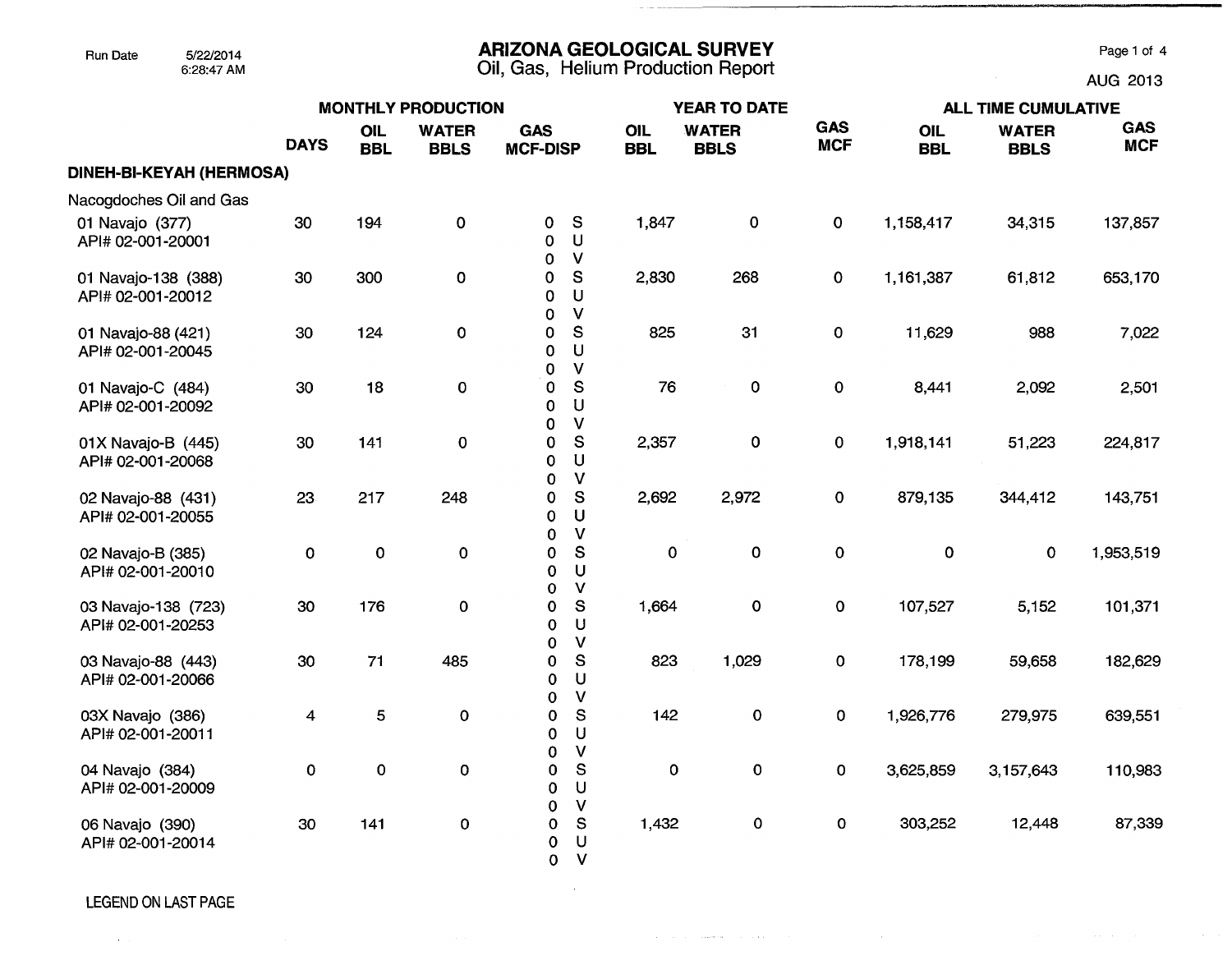# ARIZONA GEOLOGICAL SURVEY

## Oil, Gas, Helium Production Report

Run Date 5/22/2014 6:28:47 AM

AUG 2013

| | MONTHLY PRODUCTION | | | | | YEAR TO DATE | | | ALL TIME CUMULATIVE | | |
|---|---|---|---|---|---|---|---|---|---|---|---|
| | DAYS | OIL BBL | WATER BBLS | GAS MCF | DISP | OIL BBL | WATER BBLS | GAS MCF | OIL BBL | WATER BBLS | GAS MCF |
| **DINEH-BI-KEYAH (HERMOSA)** | | | | | | | | | | | |
| Nacogdoches Oil and Gas | | | | | | | | | | | |
| 01 Navajo (377) API# 02-001-20001 | 30 | 194 | 0 | 0 / 0 / 0 | S / U / V | 1,847 | 0 | 0 | 1,158,417 | 34,315 | 137,857 |
| 01 Navajo-138 (388) API# 02-001-20012 | 30 | 300 | 0 | 0 / 0 / 0 | S / U / V | 2,830 | 268 | 0 | 1,161,387 | 61,812 | 653,170 |
| 01 Navajo-88 (421) API# 02-001-20045 | 30 | 124 | 0 | 0 / 0 / 0 | S / U / V | 825 | 31 | 0 | 11,629 | 988 | 7,022 |
| 01 Navajo-C (484) API# 02-001-20092 | 30 | 18 | 0 | 0 / 0 / 0 | S / U / V | 76 | 0 | 0 | 8,441 | 2,092 | 2,501 |
| 01X Navajo-B (445) API# 02-001-20068 | 30 | 141 | 0 | 0 / 0 / 0 | S / U / V | 2,357 | 0 | 0 | 1,918,141 | 51,223 | 224,817 |
| 02 Navajo-88 (431) API# 02-001-20055 | 23 | 217 | 248 | 0 / 0 / 0 | S / U / V | 2,692 | 2,972 | 0 | 879,135 | 344,412 | 143,751 |
| 02 Navajo-B (385) API# 02-001-20010 | 0 | 0 | 0 | 0 / 0 / 0 | S / U / V | 0 | 0 | 0 | 0 | 0 | 1,953,519 |
| 03 Navajo-138 (723) API# 02-001-20253 | 30 | 176 | 0 | 0 / 0 / 0 | S / U / V | 1,664 | 0 | 0 | 107,527 | 5,152 | 101,371 |
| 03 Navajo-88 (443) API# 02-001-20066 | 30 | 71 | 485 | 0 / 0 / 0 | S / U / V | 823 | 1,029 | 0 | 178,199 | 59,658 | 182,629 |
| 03X Navajo (386) API# 02-001-20011 | 4 | 5 | 0 | 0 / 0 / 0 | S / U / V | 142 | 0 | 0 | 1,926,776 | 279,975 | 639,551 |
| 04 Navajo (384) API# 02-001-20009 | 0 | 0 | 0 | 0 / 0 / 0 | S / U / V | 0 | 0 | 0 | 3,625,859 | 3,157,643 | 110,983 |
| 06 Navajo (390) API# 02-001-20014 | 30 | 141 | 0 | 0 / 0 / 0 | S / U / V | 1,432 | 0 | 0 | 303,252 | 12,448 | 87,339 |

LEGEND ON LAST PAGE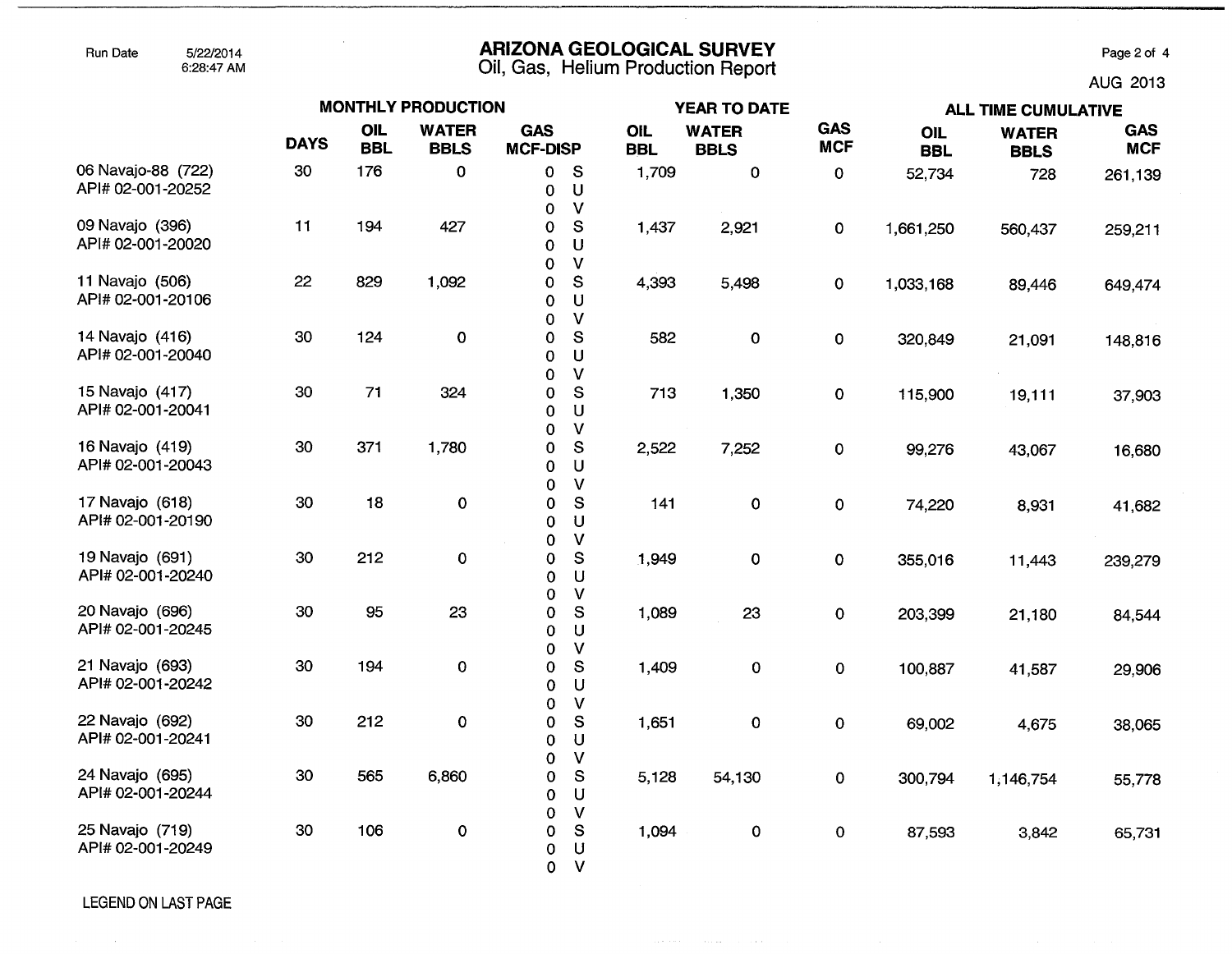# ARIZONA GEOLOGICAL SURVEY

## Oil, Gas, Helium Production Report

Run Date 5/22/2014 6:28:47 AM

AUG 2013

| | MONTHLY PRODUCTION | | | | | YEAR TO DATE | | | ALL TIME CUMULATIVE | | |
|---|---|---|---|---|---|---|---|---|---|---|---|
| | DAYS | OIL BBL | WATER BBLS | GAS MCF | DISP | OIL BBL | WATER BBLS | GAS MCF | OIL BBL | WATER BBLS | GAS MCF |
| 06 Navajo-88 (722) API# 02-001-20252 | 30 | 176 | 0 | 0 / 0 / 0 | S / U / V | 1,709 | 0 | 0 | 52,734 | 728 | 261,139 |
| 09 Navajo (396) API# 02-001-20020 | 11 | 194 | 427 | 0 / 0 / 0 | S / U / V | 1,437 | 2,921 | 0 | 1,661,250 | 560,437 | 259,211 |
| 11 Navajo (506) API# 02-001-20106 | 22 | 829 | 1,092 | 0 / 0 / 0 | S / U / V | 4,393 | 5,498 | 0 | 1,033,168 | 89,446 | 649,474 |
| 14 Navajo (416) API# 02-001-20040 | 30 | 124 | 0 | 0 / 0 / 0 | S / U / V | 582 | 0 | 0 | 320,849 | 21,091 | 148,816 |
| 15 Navajo (417) API# 02-001-20041 | 30 | 71 | 324 | 0 / 0 / 0 | S / U / V | 713 | 1,350 | 0 | 115,900 | 19,111 | 37,903 |
| 16 Navajo (419) API# 02-001-20043 | 30 | 371 | 1,780 | 0 / 0 / 0 | S / U / V | 2,522 | 7,252 | 0 | 99,276 | 43,067 | 16,680 |
| 17 Navajo (618) API# 02-001-20190 | 30 | 18 | 0 | 0 / 0 / 0 | S / U / V | 141 | 0 | 0 | 74,220 | 8,931 | 41,682 |
| 19 Navajo (691) API# 02-001-20240 | 30 | 212 | 0 | 0 / 0 / 0 | S / U / V | 1,949 | 0 | 0 | 355,016 | 11,443 | 239,279 |
| 20 Navajo (696) API# 02-001-20245 | 30 | 95 | 23 | 0 / 0 / 0 | S / U / V | 1,089 | 23 | 0 | 203,399 | 21,180 | 84,544 |
| 21 Navajo (693) API# 02-001-20242 | 30 | 194 | 0 | 0 / 0 / 0 | S / U / V | 1,409 | 0 | 0 | 100,887 | 41,587 | 29,906 |
| 22 Navajo (692) API# 02-001-20241 | 30 | 212 | 0 | 0 / 0 / 0 | S / U / V | 1,651 | 0 | 0 | 69,002 | 4,675 | 38,065 |
| 24 Navajo (695) API# 02-001-20244 | 30 | 565 | 6,860 | 0 / 0 / 0 | S / U / V | 5,128 | 54,130 | 0 | 300,794 | 1,146,754 | 55,778 |
| 25 Navajo (719) API# 02-001-20249 | 30 | 106 | 0 | 0 / 0 / 0 | S / U / V | 1,094 | 0 | 0 | 87,593 | 3,842 | 65,731 |

LEGEND ON LAST PAGE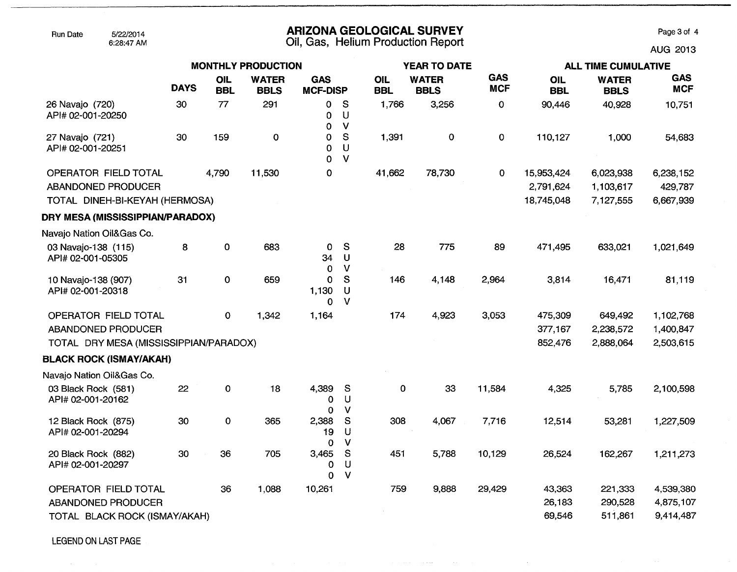# ARIZONA GEOLOGICAL SURVEY

## Oil, Gas, Helium Production Report

Run Date 5/22/2014 6:28:47 AM

AUG 2013

| | MONTHLY PRODUCTION | | | | | YEAR TO DATE | | | ALL TIME CUMULATIVE | | |
|---|---|---|---|---|---|---|---|---|---|---|---|
| | DAYS | OIL BBL | WATER BBLS | GAS MCF-DISP | | OIL BBL | WATER BBLS | GAS MCF | OIL BBL | WATER BBLS | GAS MCF |
| 26 Navajo (720) API# 02-001-20250 | 30 | 77 | 291 | 0 / 0 / 0 | S / U / V | 1,766 | 3,256 | 0 | 90,446 | 40,928 | 10,751 |
| 27 Navajo (721) API# 02-001-20251 | 30 | 159 | 0 | 0 / 0 / 0 | S / U / V | 1,391 | 0 | 0 | 110,127 | 1,000 | 54,683 |
| OPERATOR FIELD TOTAL | | 4,790 | 11,530 | 0 | | 41,662 | 78,730 | 0 | 15,953,424 | 6,023,938 | 6,238,152 |
| ABANDONED PRODUCER | | | | | | | | | 2,791,624 | 1,103,617 | 429,787 |
| TOTAL DINEH-BI-KEYAH (HERMOSA) | | | | | | | | | 18,745,048 | 7,127,555 | 6,667,939 |
| **DRY MESA (MISSISSIPPIAN/PARADOX)** | | | | | | | | | | | |
| Navajo Nation Oil&Gas Co. | | | | | | | | | | | |
| 03 Navajo-138 (115) API# 02-001-05305 | 8 | 0 | 683 | 0 / 34 / 0 | S / U / V | 28 | 775 | 89 | 471,495 | 633,021 | 1,021,649 |
| 10 Navajo-138 (907) API# 02-001-20318 | 31 | 0 | 659 | 0 / 1,130 / 0 | S / U / V | 146 | 4,148 | 2,964 | 3,814 | 16,471 | 81,119 |
| OPERATOR FIELD TOTAL | | 0 | 1,342 | 1,164 | | 174 | 4,923 | 3,053 | 475,309 | 649,492 | 1,102,768 |
| ABANDONED PRODUCER | | | | | | | | | 377,167 | 2,238,572 | 1,400,847 |
| TOTAL DRY MESA (MISSISSIPPIAN/PARADOX) | | | | | | | | | 852,476 | 2,888,064 | 2,503,615 |
| **BLACK ROCK (ISMAY/AKAH)** | | | | | | | | | | | |
| Navajo Nation Oil&Gas Co. | | | | | | | | | | | |
| 03 Black Rock (581) API# 02-001-20162 | 22 | 0 | 18 | 4,389 / 0 / 0 | S / U / V | 0 | 33 | 11,584 | 4,325 | 5,785 | 2,100,598 |
| 12 Black Rock (875) API# 02-001-20294 | 30 | 0 | 365 | 2,388 / 19 / 0 | S / U / V | 308 | 4,067 | 7,716 | 12,514 | 53,281 | 1,227,509 |
| 20 Black Rock (882) API# 02-001-20297 | 30 | 36 | 705 | 3,465 / 0 / 0 | S / U / V | 451 | 5,788 | 10,129 | 26,524 | 162,267 | 1,211,273 |
| OPERATOR FIELD TOTAL | | 36 | 1,088 | 10,261 | | 759 | 9,888 | 29,429 | 43,363 | 221,333 | 4,539,380 |
| ABANDONED PRODUCER | | | | | | | | | 26,183 | 290,528 | 4,875,107 |
| TOTAL BLACK ROCK (ISMAY/AKAH) | | | | | | | | | 69,546 | 511,861 | 9,414,487 |

LEGEND ON LAST PAGE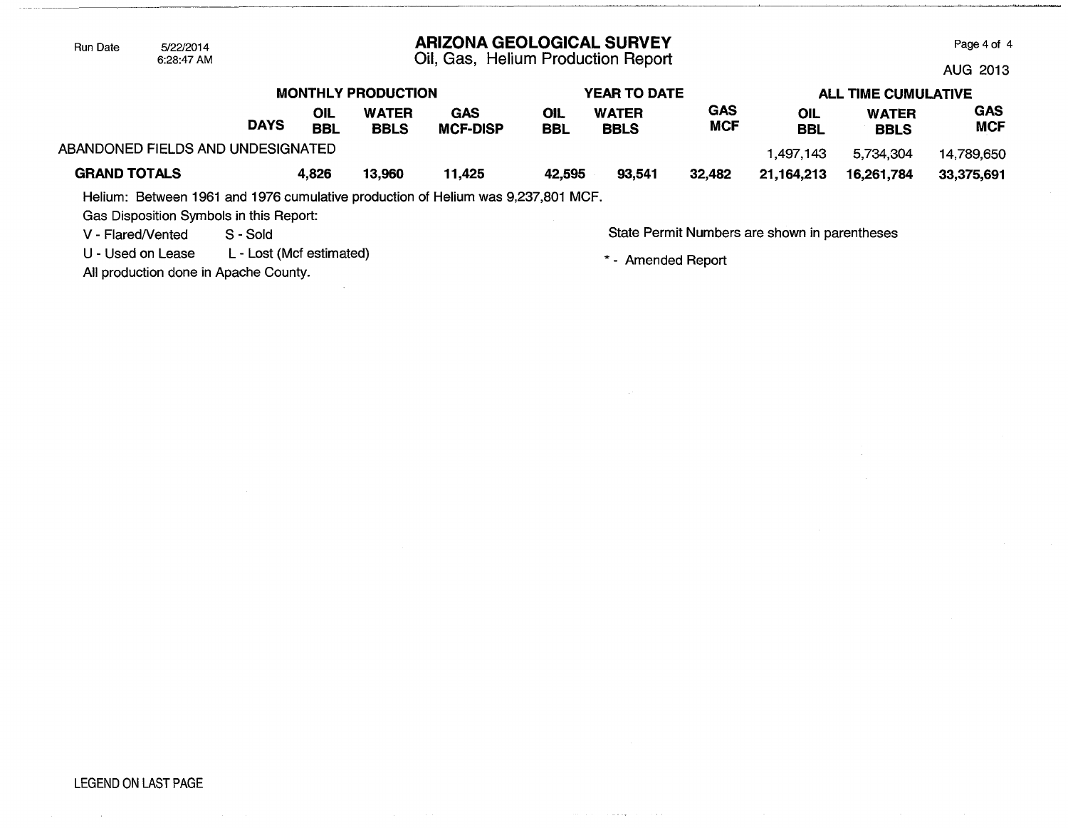# ARIZONA GEOLOGICAL SURVEY
## Oil, Gas, Helium Production Report

AUG 2013

| | MONTHLY PRODUCTION | | | | YEAR TO DATE | | | ALL TIME CUMULATIVE | | |
|---|---|---|---|---|---|---|---|---|---|---|
| | DAYS | OIL BBL | WATER BBLS | GAS MCF-DISP | OIL BBL | WATER BBLS | GAS MCF | OIL BBL | WATER BBLS | GAS MCF |
| ABANDONED FIELDS AND UNDESIGNATED | | | | | | | | 1,497,143 | 5,734,304 | 14,789,650 |
| **GRAND TOTALS** | | **4,826** | **13,960** | **11,425** | **42,595** | **93,541** | **32,482** | **21,164,213** | **16,261,784** | **33,375,691** |

Helium: Between 1961 and 1976 cumulative production of Helium was 9,237,801 MCF.

Gas Disposition Symbols in this Report:

V - Flared/Vented S - Sold

U - Used on Lease L - Lost (Mcf estimated)

All production done in Apache County.

State Permit Numbers are shown in parentheses

* - Amended Report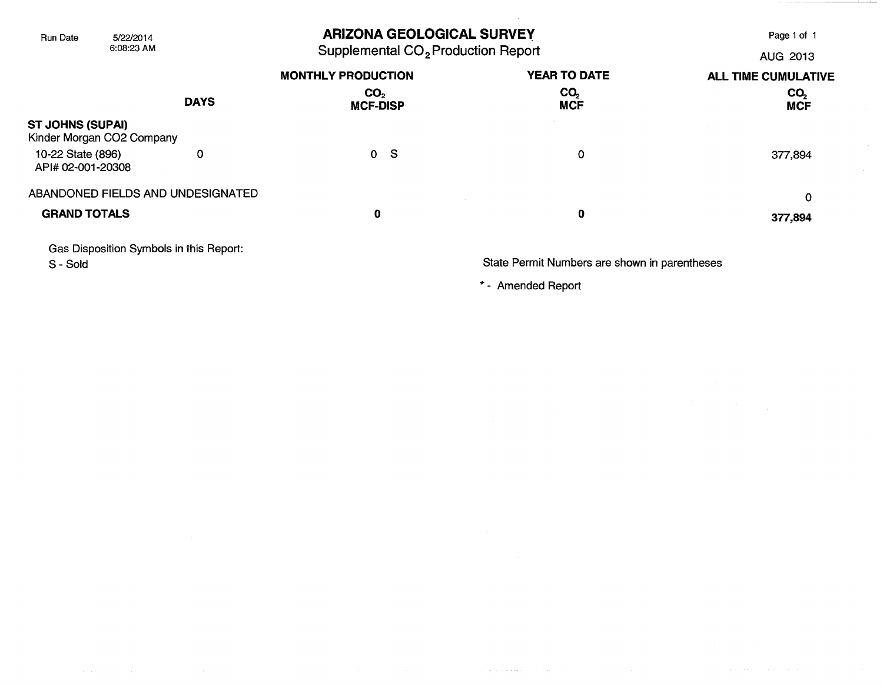Run Date 5/22/2014 6:08:23 AM

# ARIZONA GEOLOGICAL SURVEY

## Supplemental $CO_2$ Production Report

AUG 2013

| | DAYS | MONTHLY PRODUCTION $CO_2$ MCF-DISP | YEAR TO DATE $CO_2$ MCF | ALL TIME CUMULATIVE $CO_2$ MCF |
|---|---|---|---|---|
| **ST JOHNS (SUPAI)** | | | | |
| Kinder Morgan CO2 Company | | | | |
| 10-22 State (896) API# 02-001-20308 | 0 | 0 S | 0 | 377,894 |
| ABANDONED FIELDS AND UNDESIGNATED | | | | 0 |
| **GRAND TOTALS** | | **0** | **0** | **377,894** |

Gas Disposition Symbols in this Report:
S - Sold

State Permit Numbers are shown in parentheses

* - Amended Report